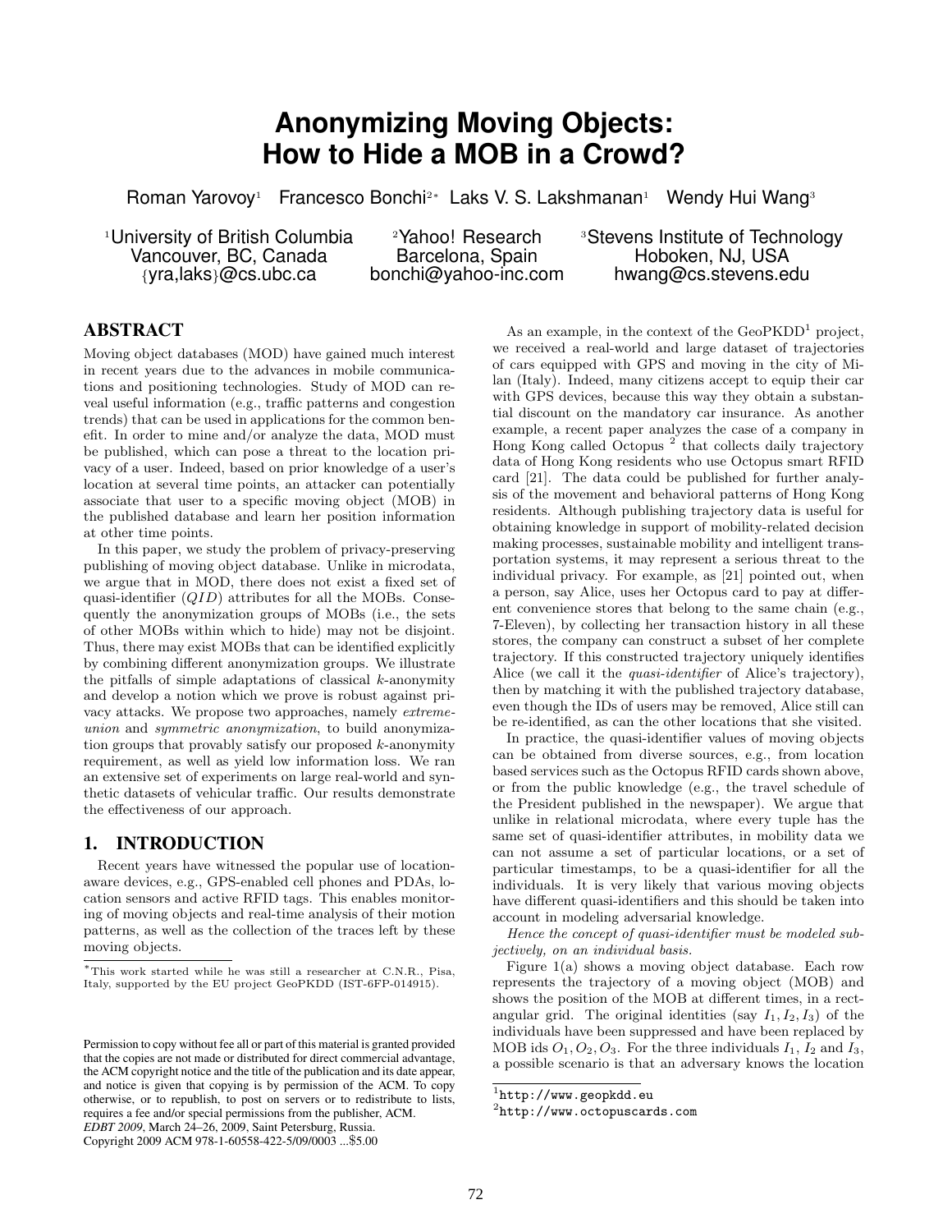# Anonymizing Moving Objects: How to Hide a MOB in a Crowd?

Roman Yarovoy[1] Francesco Bonchi[2*] Laks V. S. Lakshmanan[1] Wendy Hui Wang[3]

[1]University of British Columbia
Vancouver, BC, Canada
{yra,laks}@cs.ubc.ca

[2]Yahoo! Research
Barcelona, Spain
bonchi@yahoo-inc.com

[3]Stevens Institute of Technology
Hoboken, NJ, USA
hwang@cs.stevens.edu

## ABSTRACT

Moving object databases (MOD) have gained much interest in recent years due to the advances in mobile communications and positioning technologies. Study of MOD can reveal useful information (e.g., traffic patterns and congestion trends) that can be used in applications for the common benefit. In order to mine and/or analyze the data, MOD must be published, which can pose a threat to the location privacy of a user. Indeed, based on prior knowledge of a user's location at several time points, an attacker can potentially associate that user to a specific moving object (MOB) in the published database and learn her position information at other time points.

In this paper, we study the problem of privacy-preserving publishing of moving object database. Unlike in microdata, we argue that in MOD, there does not exist a fixed set of quasi-identifier ($QID$) attributes for all the MOBs. Consequently the anonymization groups of MOBs (i.e., the sets of other MOBs within which to hide) may not be disjoint. Thus, there may exist MOBs that can be identified explicitly by combining different anonymization groups. We illustrate the pitfalls of simple adaptations of classical $k$-anonymity and develop a notion which we prove is robust against privacy attacks. We propose two approaches, namely *extreme-union* and *symmetric anonymization*, to build anonymization groups that provably satisfy our proposed $k$-anonymity requirement, as well as yield low information loss. We ran an extensive set of experiments on large real-world and synthetic datasets of vehicular traffic. Our results demonstrate the effectiveness of our approach.

## 1. INTRODUCTION

Recent years have witnessed the popular use of location-aware devices, e.g., GPS-enabled cell phones and PDAs, location sensors and active RFID tags. This enables monitoring of moving objects and real-time analysis of their motion patterns, as well as the collection of the traces left by these moving objects.

*This work started while he was still a researcher at C.N.R., Pisa, Italy, supported by the EU project GeoPKDD (IST-6FP-014915).

Permission to copy without fee all or part of this material is granted provided that the copies are not made or distributed for direct commercial advantage, the ACM copyright notice and the title of the publication and its date appear, and notice is given that copying is by permission of the ACM. To copy otherwise, or to republish, to post on servers or to redistribute to lists, requires a fee and/or special permissions from the publisher, ACM.
*EDBT 2009*, March 24–26, 2009, Saint Petersburg, Russia.
Copyright 2009 ACM 978-1-60558-422-5/09/0003 ...$5.00

As an example, in the context of the GeoPKDD[1] project, we received a real-world and large dataset of trajectories of cars equipped with GPS and moving in the city of Milan (Italy). Indeed, many citizens accept to equip their car with GPS devices, because this way they obtain a substantial discount on the mandatory car insurance. As another example, a recent paper analyzes the case of a company in Hong Kong called Octopus [2] that collects daily trajectory data of Hong Kong residents who use Octopus smart RFID card [21]. The data could be published for further analysis of the movement and behavioral patterns of Hong Kong residents. Although publishing trajectory data is useful for obtaining knowledge in support of mobility-related decision making processes, sustainable mobility and intelligent transportation systems, it may represent a serious threat to the individual privacy. For example, as [21] pointed out, when a person, say Alice, uses her Octopus card to pay at different convenience stores that belong to the same chain (e.g., 7-Eleven), by collecting her transaction history in all these stores, the company can construct a subset of her complete trajectory. If this constructed trajectory uniquely identifies Alice (we call it the *quasi-identifier* of Alice's trajectory), then by matching it with the published trajectory database, even though the IDs of users may be removed, Alice still can be re-identified, as can the other locations that she visited.

In practice, the quasi-identifier values of moving objects can be obtained from diverse sources, e.g., from location based services such as the Octopus RFID cards shown above, or from the public knowledge (e.g., the travel schedule of the President published in the newspaper). We argue that unlike in relational microdata, where every tuple has the same set of quasi-identifier attributes, in mobility data we can not assume a set of particular locations, or a set of particular timestamps, to be a quasi-identifier for all the individuals. It is very likely that various moving objects have different quasi-identifiers and this should be taken into account in modeling adversarial knowledge.

*Hence the concept of quasi-identifier must be modeled subjectively, on an individual basis.*

Figure 1(a) shows a moving object database. Each row represents the trajectory of a moving object (MOB) and shows the position of the MOB at different times, in a rectangular grid. The original identities (say $I_1, I_2, I_3$) of the individuals have been suppressed and have been replaced by MOB ids $O_1, O_2, O_3$. For the three individuals $I_1$, $I_2$ and $I_3$, a possible scenario is that an adversary knows the location

[1]http://www.geopkdd.eu

[2]http://www.octopuscards.com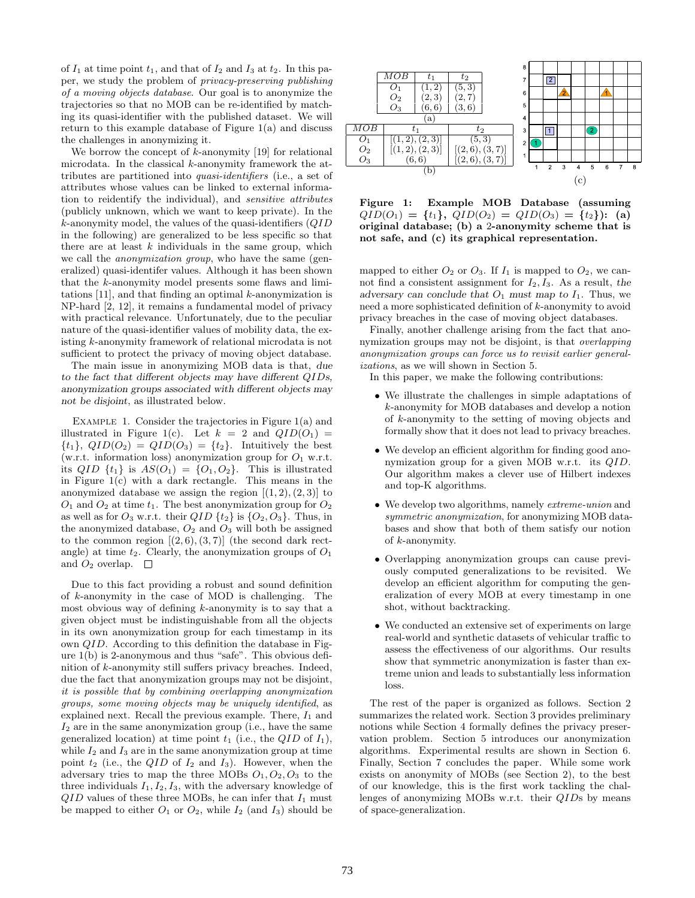of $I_1$ at time point $t_1$, and that of $I_2$ and $I_3$ at $t_2$. In this paper, we study the problem of *privacy-preserving publishing of a moving objects database*. Our goal is to anonymize the trajectories so that no MOB can be re-identified by matching its quasi-identifier with the published dataset. We will return to this example database of Figure 1(a) and discuss the challenges in anonymizing it.

We borrow the concept of $k$-anonymity [19] for relational microdata. In the classical $k$-anonymity framework the attributes are partitioned into *quasi-identifiers* (i.e., a set of attributes whose values can be linked to external information to reidentify the individual), and *sensitive attributes* (publicly unknown, which we want to keep private). In the $k$-anonymity model, the values of the quasi-identifiers ($QID$ in the following) are generalized to be less specific so that there are at least $k$ individuals in the same group, which we call the *anonymization group*, who have the same (generalized) quasi-identifer values. Although it has been shown that the $k$-anonymity model presents some flaws and limitations [11], and that finding an optimal $k$-anonymization is NP-hard [2, 12], it remains a fundamental model of privacy with practical relevance. Unfortunately, due to the peculiar nature of the quasi-identifier values of mobility data, the existing $k$-anonymity framework of relational microdata is not sufficient to protect the privacy of moving object database.

The main issue in anonymizing MOB data is that, *due to the fact that different objects may have different QIDs, anonymization groups associated with different objects may not be disjoint*, as illustrated below.

Example 1. Consider the trajectories in Figure 1(a) and illustrated in Figure 1(c). Let $k = 2$ and $QID(O_1) = \{t_1\}$, $QID(O_2) = QID(O_3) = \{t_2\}$. Intuitively the best (w.r.t. information loss) anonymization group for $O_1$ w.r.t. its $QID$ $\{t_1\}$ is $AS(O_1) = \{O_1, O_2\}$. This is illustrated in Figure 1(c) with a dark rectangle. This means in the anonymized database we assign the region $[(1, 2), (2, 3)]$ to $O_1$ and $O_2$ at time $t_1$. The best anonymization group for $O_2$ as well as for $O_3$ w.r.t. their $QID$ $\{t_2\}$ is $\{O_2, O_3\}$. Thus, in the anonymized database, $O_2$ and $O_3$ will both be assigned to the common region $[(2, 6), (3, 7)]$ (the second dark rectangle) at time $t_2$. Clearly, the anonymization groups of $O_1$ and $O_2$ overlap. □

Due to this fact providing a robust and sound definition of $k$-anonymity in the case of MOD is challenging. The most obvious way of defining $k$-anonymity is to say that a given object must be indistinguishable from all the objects in its own anonymization group for each timestamp in its own $QID$. According to this definition the database in Figure 1(b) is 2-anonymous and thus "safe". This obvious definition of $k$-anonymity still suffers privacy breaches. Indeed, due the fact that anonymization groups may not be disjoint, *it is possible that by combining overlapping anonymization groups, some moving objects may be uniquely identified*, as explained next. Recall the previous example. There, $I_1$ and $I_2$ are in the same anonymization group (i.e., have the same generalized location) at time point $t_1$ (i.e., the $QID$ of $I_1$), while $I_2$ and $I_3$ are in the same anonymization group at time point $t_2$ (i.e., the $QID$ of $I_2$ and $I_3$). However, when the adversary tries to map the three MOBs $O_1, O_2, O_3$ to the three individuals $I_1, I_2, I_3$, with the adversary knowledge of $QID$ values of these three MOBs, he can infer that $I_1$ must be mapped to either $O_1$ or $O_2$, while $I_2$ (and $I_3$) should be

| $MOB$ | $t_1$ | $t_2$ |
|---|---|---|
| $O_1$ | $(1, 2)$ | $(5, 3)$ |
| $O_2$ | $(2, 3)$ | $(2, 7)$ |
| $O_3$ | $(6, 6)$ | $(3, 6)$ |

(a)

| $MOB$ | $t_1$ | $t_2$ |
|---|---|---|
| $O_1$ | $[(1, 2), (2, 3)]$ | $(5, 3)$ |
| $O_2$ | $[(1, 2), (2, 3)]$ | $[(2, 6), (3, 7)]$ |
| $O_3$ | $(6, 6)$ | $[(2, 6), (3, 7)]$ |

(b)

(c)

**Figure 1: Example MOB Database (assuming $QID(O_1) = \{t_1\}$, $QID(O_2) = QID(O_3) = \{t_2\}$): (a) original database; (b) a 2-anonymity scheme that is not safe, and (c) its graphical representation.**

mapped to either $O_2$ or $O_3$. If $I_1$ is mapped to $O_2$, we cannot find a consistent assignment for $I_2, I_3$. As a result, *the adversary can conclude that $O_1$ must map to $I_1$*. Thus, we need a more sophisticated definition of $k$-anonymity to avoid privacy breaches in the case of moving object databases.

Finally, another challenge arising from the fact that anonymization groups may not be disjoint, is that *overlapping anonymization groups can force us to revisit earlier generalizations*, as we will shown in Section 5.

In this paper, we make the following contributions:

- We illustrate the challenges in simple adaptations of $k$-anonymity for MOB databases and develop a notion of $k$-anonymity to the setting of moving objects and formally show that it does not lead to privacy breaches.
- We develop an efficient algorithm for finding good anonymization group for a given MOB w.r.t. its $QID$. Our algorithm makes a clever use of Hilbert indexes and top-K algorithms.
- We develop two algorithms, namely *extreme-union* and *symmetric anonymization*, for anonymizing MOB databases and show that both of them satisfy our notion of $k$-anonymity.
- Overlapping anonymization groups can cause previously computed generalizations to be revisited. We develop an efficient algorithm for computing the generalization of every MOB at every timestamp in one shot, without backtracking.
- We conducted an extensive set of experiments on large real-world and synthetic datasets of vehicular traffic to assess the effectiveness of our algorithms. Our results show that symmetric anonymization is faster than extreme union and leads to substantially less information loss.

The rest of the paper is organized as follows. Section 2 summarizes the related work. Section 3 provides preliminary notions while Section 4 formally defines the privacy preservation problem. Section 5 introduces our anonymization algorithms. Experimental results are shown in Section 6. Finally, Section 7 concludes the paper. While some work exists on anonymity of MOBs (see Section 2), to the best of our knowledge, this is the first work tackling the challenges of anonymizing MOBs w.r.t. their $QID$s by means of space-generalization.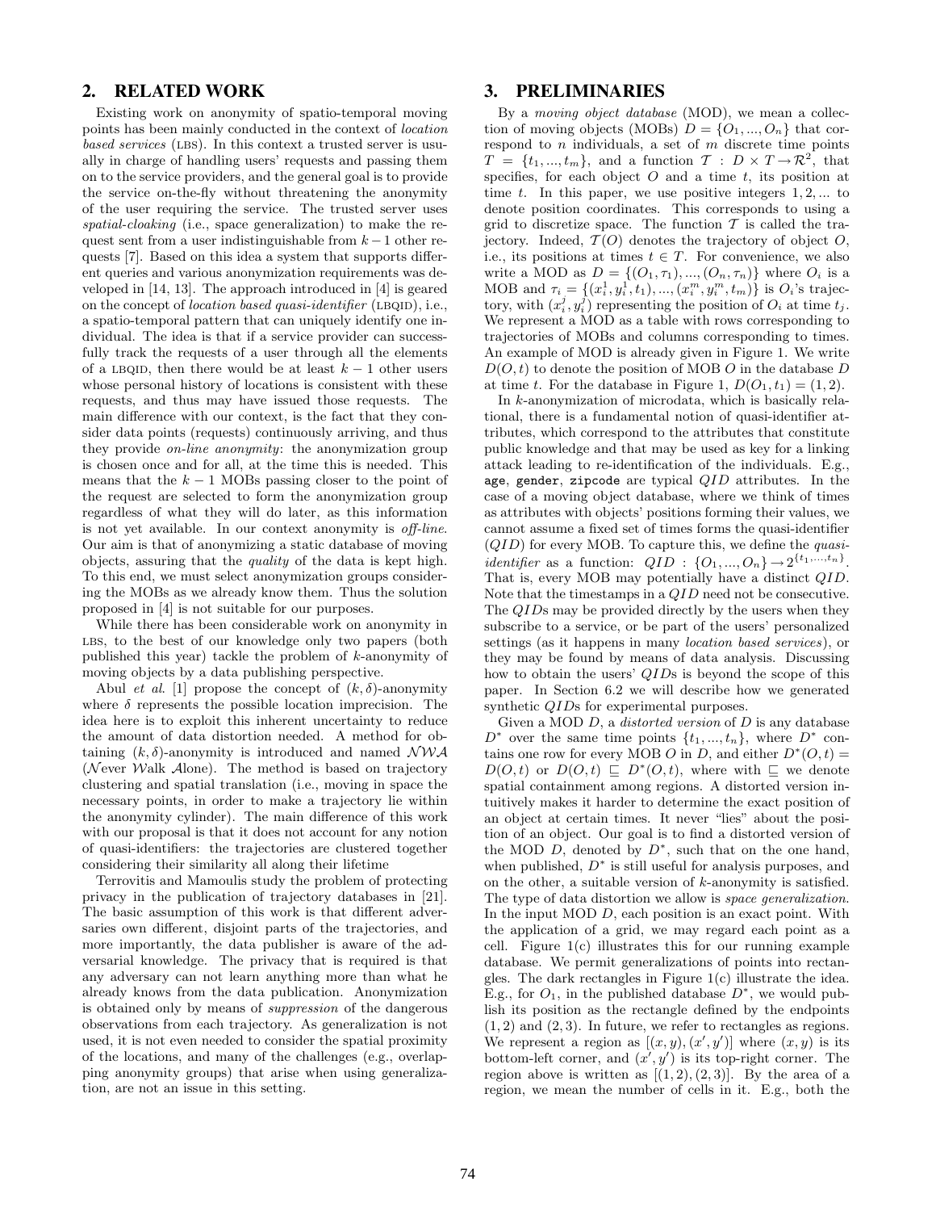## 2. RELATED WORK

Existing work on anonymity of spatio-temporal moving points has been mainly conducted in the context of *location based services* (LBS). In this context a trusted server is usually in charge of handling users' requests and passing them on to the service providers, and the general goal is to provide the service on-the-fly without threatening the anonymity of the user requiring the service. The trusted server uses *spatial-cloaking* (i.e., space generalization) to make the request sent from a user indistinguishable from $k-1$ other requests [7]. Based on this idea a system that supports different queries and various anonymization requirements was developed in [14, 13]. The approach introduced in [4] is geared on the concept of *location based quasi-identifier* (LBQID), i.e., a spatio-temporal pattern that can uniquely identify one individual. The idea is that if a service provider can successfully track the requests of a user through all the elements of a LBQID, then there would be at least $k-1$ other users whose personal history of locations is consistent with these requests, and thus may have issued those requests. The main difference with our context, is the fact that they consider data points (requests) continuously arriving, and thus they provide *on-line anonymity*: the anonymization group is chosen once and for all, at the time this is needed. This means that the $k-1$ MOBs passing closer to the point of the request are selected to form the anonymization group regardless of what they will do later, as this information is not yet available. In our context anonymity is *off-line*. Our aim is that of anonymizing a static database of moving objects, assuring that the *quality* of the data is kept high. To this end, we must select anonymization groups considering the MOBs as we already know them. Thus the solution proposed in [4] is not suitable for our purposes.

While there has been considerable work on anonymity in LBS, to the best of our knowledge only two papers (both published this year) tackle the problem of $k$-anonymity of moving objects by a data publishing perspective.

Abul *et al*. [1] propose the concept of $(k, \delta)$-anonymity where $\delta$ represents the possible location imprecision. The idea here is to exploit this inherent uncertainty to reduce the amount of data distortion needed. A method for obtaining $(k, \delta)$-anonymity is introduced and named $\mathcal{NWA}$ ($\mathcal{N}$ever $\mathcal{W}$alk $\mathcal{A}$lone). The method is based on trajectory clustering and spatial translation (i.e., moving in space the necessary points, in order to make a trajectory lie within the anonymity cylinder). The main difference of this work with our proposal is that it does not account for any notion of quasi-identifiers: the trajectories are clustered together considering their similarity all along their lifetime

Terrovitis and Mamoulis study the problem of protecting privacy in the publication of trajectory databases in [21]. The basic assumption of this work is that different adversaries own different, disjoint parts of the trajectories, and more importantly, the data publisher is aware of the adversarial knowledge. The privacy that is required is that any adversary can not learn anything more than what he already knows from the data publication. Anonymization is obtained only by means of *suppression* of the dangerous observations from each trajectory. As generalization is not used, it is not even needed to consider the spatial proximity of the locations, and many of the challenges (e.g., overlapping anonymity groups) that arise when using generalization, are not an issue in this setting.

## 3. PRELIMINARIES

By a *moving object database* (MOD), we mean a collection of moving objects (MOBs) $D = \{O_1, ..., O_n\}$ that correspond to $n$ individuals, a set of $m$ discrete time points $T = \{t_1, ..., t_m\}$, and a function $\mathcal{T} : D \times T \rightarrow \mathcal{R}^2$, that specifies, for each object $O$ and a time $t$, its position at time $t$. In this paper, we use positive integers $1, 2, ...$ to denote position coordinates. This corresponds to using a grid to discretize space. The function $\mathcal{T}$ is called the trajectory. Indeed, $\mathcal{T}(O)$ denotes the trajectory of object $O$, i.e., its positions at times $t \in T$. For convenience, we also write a MOD as $D = \{(O_1, \tau_1), ..., (O_n, \tau_n)\}$ where $O_i$ is a MOB and $\tau_i = \{(x_i^1, y_i^1, t_1), ..., (x_i^m, y_i^m, t_m)\}$ is $O_i$'s trajectory, with $(x_i^j, y_i^j)$ representing the position of $O_i$ at time $t_j$. We represent a MOD as a table with rows corresponding to trajectories of MOBs and columns corresponding to times. An example of MOD is already given in Figure 1. We write $D(O, t)$ to denote the position of MOB $O$ in the database $D$ at time $t$. For the database in Figure 1, $D(O_1, t_1) = (1, 2)$.

In $k$-anonymization of microdata, which is basically relational, there is a fundamental notion of quasi-identifier attributes, which correspond to the attributes that constitute public knowledge and that may be used as key for a linking attack leading to re-identification of the individuals. E.g., `age`, `gender`, `zipcode` are typical $QID$ attributes. In the case of a moving object database, where we think of times as attributes with objects' positions forming their values, we cannot assume a fixed set of times forms the quasi-identifier ($QID$) for every MOB. To capture this, we define the *quasi-identifier* as a function: $QID : \{O_1, ..., O_n\} \rightarrow 2^{\{t_1, ..., t_n\}}$. That is, every MOB may potentially have a distinct $QID$. Note that the timestamps in a $QID$ need not be consecutive. The $QID$s may be provided directly by the users when they subscribe to a service, or be part of the users' personalized settings (as it happens in many *location based services*), or they may be found by means of data analysis. Discussing how to obtain the users' $QID$s is beyond the scope of this paper. In Section 6.2 we will describe how we generated synthetic $QID$s for experimental purposes.

Given a MOD $D$, a *distorted version* of $D$ is any database $D^*$ over the same time points $\{t_1, ..., t_n\}$, where $D^*$ contains one row for every MOB $O$ in $D$, and either $D^*(O, t) = D(O, t)$ or $D(O, t) \sqsubseteq D^*(O, t)$, where with $\sqsubseteq$ we denote spatial containment among regions. A distorted version intuitively makes it harder to determine the exact position of an object at certain times. It never "lies" about the position of an object. Our goal is to find a distorted version of the MOD $D$, denoted by $D^*$, such that on the one hand, when published, $D^*$ is still useful for analysis purposes, and on the other, a suitable version of $k$-anonymity is satisfied. The type of data distortion we allow is *space generalization*. In the input MOD $D$, each position is an exact point. With the application of a grid, we may regard each point as a cell. Figure 1(c) illustrates this for our running example database. We permit generalizations of points into rectangles. The dark rectangles in Figure 1(c) illustrate the idea. E.g., for $O_1$, in the published database $D^*$, we would publish its position as the rectangle defined by the endpoints $(1, 2)$ and $(2, 3)$. In future, we refer to rectangles as regions. We represent a region as $[(x, y), (x', y')]$ where $(x, y)$ is its bottom-left corner, and $(x', y')$ is its top-right corner. The region above is written as $[(1, 2), (2, 3)]$. By the area of a region, we mean the number of cells in it. E.g., both the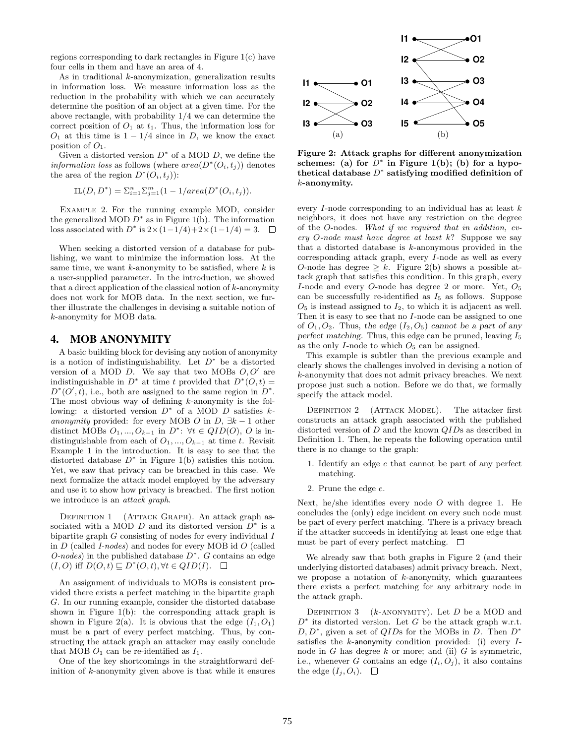regions corresponding to dark rectangles in Figure 1(c) have four cells in them and have an area of 4.

As in traditional $k$-anonymization, generalization results in information loss. We measure information loss as the reduction in the probability with which we can accurately determine the position of an object at a given time. For the above rectangle, with probability 1/4 we can determine the correct position of $O_1$ at $t_1$. Thus, the information loss for $O_1$ at this time is $1 - 1/4$ since in $D$, we know the exact position of $O_1$.

Given a distorted version $D^*$ of a MOD $D$, we define the *information loss* as follows (where $area(D^*(O_i, t_j))$ denotes the area of the region $D^*(O_i, t_j)$):

$$\mathtt{IL}(D, D^*) = \Sigma_{i=1}^{n} \Sigma_{j=1}^{m} (1 - 1/area(D^*(O_i, t_j)).$$

Example 2. For the running example MOD, consider the generalized MOD $D^*$ as in Figure 1(b). The information loss associated with $D^*$ is $2 \times (1 - 1/4) + 2 \times (1 - 1/4) = 3$. □

When seeking a distorted version of a database for publishing, we want to minimize the information loss. At the same time, we want $k$-anonymity to be satisfied, where $k$ is a user-supplied parameter. In the introduction, we showed that a direct application of the classical notion of $k$-anonymity does not work for MOB data. In the next section, we further illustrate the challenges in devising a suitable notion of $k$-anonymity for MOB data.

## 4. MOB ANONYMITY

A basic building block for devising any notion of anonymity is a notion of indistinguishability. Let $D^*$ be a distorted version of a MOD $D$. We say that two MOBs $O, O'$ are indistinguishable in $D^*$ at time $t$ provided that $D^*(O, t) = D^*(O', t)$, i.e., both are assigned to the same region in $D^*$. The most obvious way of defining $k$-anonymity is the following: a distorted version $D^*$ of a MOD $D$ satisfies $k$-*anonymity* provided: for every MOB $O$ in $D$, $\exists k - 1$ other distinct MOBs $O_1, ..., O_{k-1}$ in $D^*$: $\forall t \in QID(O)$, $O$ is indistinguishable from each of $O_1, ..., O_{k-1}$ at time $t$. Revisit Example 1 in the introduction. It is easy to see that the distorted database $D^*$ in Figure 1(b) satisfies this notion. Yet, we saw that privacy can be breached in this case. We next formalize the attack model employed by the adversary and use it to show how privacy is breached. The first notion we introduce is an *attack graph*.

Definition 1 (Attack Graph). An attack graph associated with a MOD $D$ and its distorted version $D^*$ is a bipartite graph $G$ consisting of nodes for every individual $I$ in $D$ (called *I-nodes*) and nodes for every MOB id $O$ (called *O-nodes*) in the published database $D^*$. $G$ contains an edge $(I, O)$ iff $D(O, t) \sqsubseteq D^*(O, t), \forall t \in QID(I)$. □

An assignment of individuals to MOBs is consistent provided there exists a perfect matching in the bipartite graph $G$. In our running example, consider the distorted database shown in Figure 1(b): the corresponding attack graph is shown in Figure 2(a). It is obvious that the edge $(I_1, O_1)$ must be a part of every perfect matching. Thus, by constructing the attack graph an attacker may easily conclude that MOB $O_1$ can be re-identified as $I_1$.

One of the key shortcomings in the straightforward definition of $k$-anonymity given above is that while it ensures every $I$-node corresponding to an individual has at least $k$ neighbors, it does not have any restriction on the degree of the $O$-nodes. *What if we required that in addition, every O-node must have degree at least k*? Suppose we say that a distorted database is $k$-anonymous provided in the corresponding attack graph, every $I$-node as well as every $O$-node has degree $\geq k$. Figure 2(b) shows a possible attack graph that satisfies this condition. In this graph, every $I$-node and every $O$-node has degree 2 or more. Yet, $O_5$ can be successfully re-identified as $I_5$ as follows. Suppose $O_5$ is instead assigned to $I_2$, to which it is adjacent as well. Then it is easy to see that no $I$-node can be assigned to one of $O_1, O_2$. Thus, *the edge $(I_2, O_5)$ cannot be a part of any perfect matching*. Thus, this edge can be pruned, leaving $I_5$ as the only $I$-node to which $O_5$ can be assigned.

**Figure 2: Attack graphs for different anonymization schemes: (a) for $D^*$ in Figure 1(b); (b) for a hypothetical database $D^*$ satisfying modified definition of $k$-anonymity.**

This example is subtler than the previous example and clearly shows the challenges involved in devising a notion of $k$-anonymity that does not admit privacy breaches. We next propose just such a notion. Before we do that, we formally specify the attack model.

Definition 2 (Attack Model). The attacker first constructs an attack graph associated with the published distorted version of $D$ and the known $QID$s as described in Definition 1. Then, he repeats the following operation until there is no change to the graph:

1. Identify an edge $e$ that cannot be part of any perfect matching.
2. Prune the edge $e$.

Next, he/she identifies every node $O$ with degree 1. He concludes the (only) edge incident on every such node must be part of every perfect matching. There is a privacy breach if the attacker succeeds in identifying at least one edge that must be part of every perfect matching. □

We already saw that both graphs in Figure 2 (and their underlying distorted databases) admit privacy breach. Next, we propose a notation of $k$-anonymity, which guarantees there exists a perfect matching for any arbitrary node in the attack graph.

Definition 3 ($k$-anonymity). Let $D$ be a MOD and $D^*$ its distorted version. Let $G$ be the attack graph w.r.t. $D, D^*$, given a set of $QID$s for the MOBs in $D$. Then $D^*$ satisfies the $k$-anonymity condition provided: (i) every $I$-node in $G$ has degree $k$ or more; and (ii) $G$ is symmetric, i.e., whenever $G$ contains an edge $(I_i, O_j)$, it also contains the edge $(I_j, O_i)$. □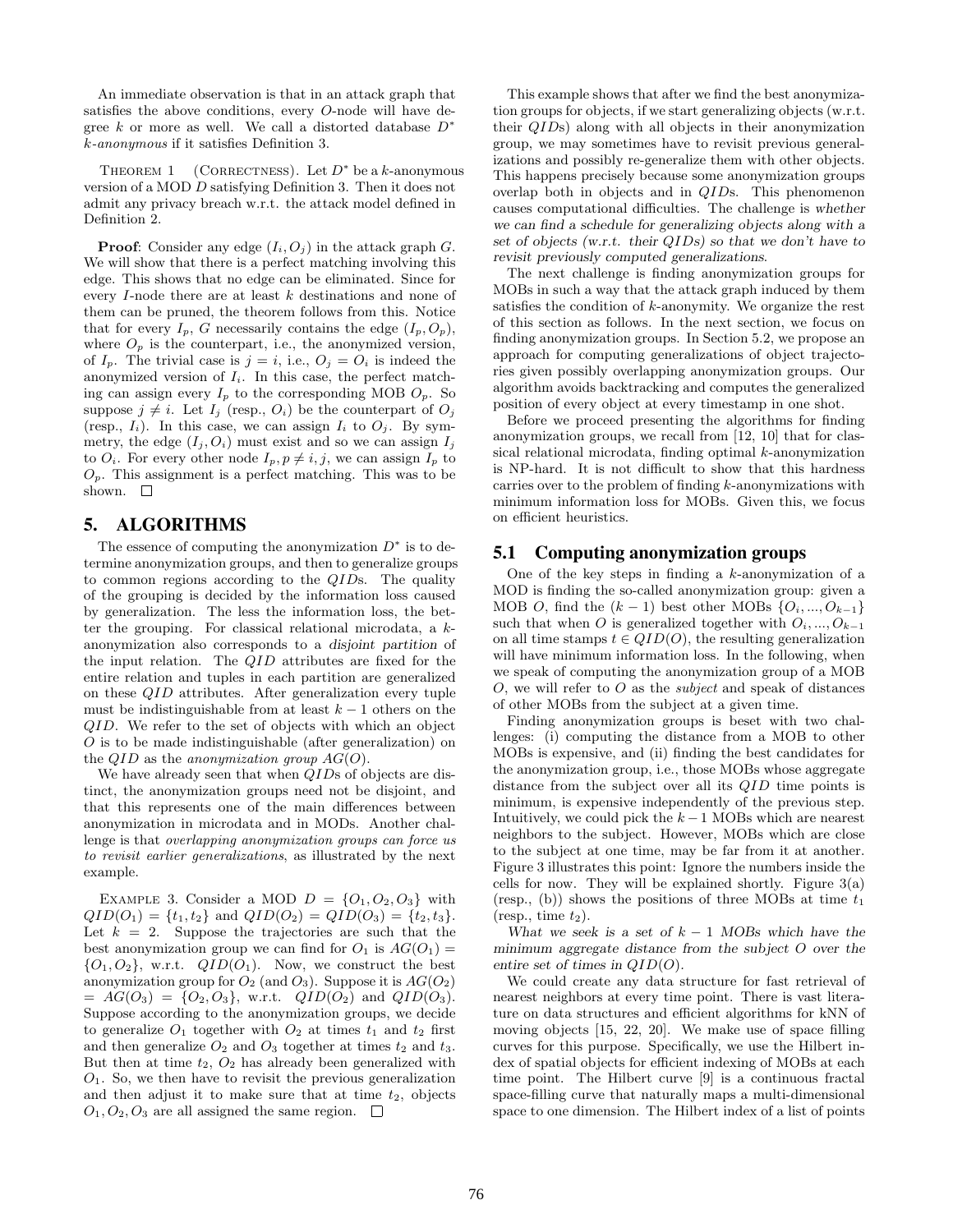An immediate observation is that in an attack graph that satisfies the above conditions, every $O$-node will have degree $k$ or more as well. We call a distorted database $D^*$ *k-anonymous* if it satisfies Definition 3.

THEOREM 1 (CORRECTNESS). Let $D^*$ be a $k$-anonymous version of a MOD $D$ satisfying Definition 3. Then it does not admit any privacy breach w.r.t. the attack model defined in Definition 2.

**Proof**: Consider any edge $(I_i, O_j)$ in the attack graph $G$. We will show that there is a perfect matching involving this edge. This shows that no edge can be eliminated. Since for every $I$-node there are at least $k$ destinations and none of them can be pruned, the theorem follows from this. Notice that for every $I_p$, $G$ necessarily contains the edge $(I_p, O_p)$, where $O_p$ is the counterpart, i.e., the anonymized version, of $I_p$. The trivial case is $j = i$, i.e., $O_j = O_i$ is indeed the anonymized version of $I_i$. In this case, the perfect matching can assign every $I_p$ to the corresponding MOB $O_p$. So suppose $j \neq i$. Let $I_j$ (resp., $O_i$) be the counterpart of $O_j$ (resp., $I_i$). In this case, we can assign $I_i$ to $O_j$. By symmetry, the edge $(I_j, O_i)$ must exist and so we can assign $I_j$ to $O_i$. For every other node $I_p, p \neq i, j$, we can assign $I_p$ to $O_p$. This assignment is a perfect matching. This was to be shown. □

## 5. ALGORITHMS

The essence of computing the anonymization $D^*$ is to determine anonymization groups, and then to generalize groups to common regions according to the $QID$s. The quality of the grouping is decided by the information loss caused by generalization. The less the information loss, the better the grouping. For classical relational microdata, a $k$-anonymization also corresponds to a *disjoint partition* of the input relation. The $QID$ attributes are fixed for the entire relation and tuples in each partition are generalized on these $QID$ attributes. After generalization every tuple must be indistinguishable from at least $k-1$ others on the $QID$. We refer to the set of objects with which an object $O$ is to be made indistinguishable (after generalization) on the $QID$ as the *anonymization group* $AG(O)$.

We have already seen that when $QID$s of objects are distinct, the anonymization groups need not be disjoint, and that this represents one of the main differences between anonymization in microdata and in MODs. Another challenge is that *overlapping anonymization groups can force us to revisit earlier generalizations*, as illustrated by the next example.

EXAMPLE 3. Consider a MOD $D = \{O_1, O_2, O_3\}$ with $QID(O_1) = \{t_1, t_2\}$ and $QID(O_2) = QID(O_3) = \{t_2, t_3\}$. Let $k = 2$. Suppose the trajectories are such that the best anonymization group we can find for $O_1$ is $AG(O_1) = \{O_1, O_2\}$, w.r.t. $QID(O_1)$. Now, we construct the best anonymization group for $O_2$ (and $O_3$). Suppose it is $AG(O_2) = AG(O_3) = \{O_2, O_3\}$, w.r.t. $QID(O_2)$ and $QID(O_3)$. Suppose according to the anonymization groups, we decide to generalize $O_1$ together with $O_2$ at times $t_1$ and $t_2$ first and then generalize $O_2$ and $O_3$ together at times $t_2$ and $t_3$. But then at time $t_2$, $O_2$ has already been generalized with $O_1$. So, we then have to revisit the previous generalization and then adjust it to make sure that at time $t_2$, objects $O_1, O_2, O_3$ are all assigned the same region. □

This example shows that after we find the best anonymization groups for objects, if we start generalizing objects (w.r.t. their $QID$s) along with all objects in their anonymization group, we may sometimes have to revisit previous generalizations and possibly re-generalize them with other objects. This happens precisely because some anonymization groups overlap both in objects and in $QID$s. This phenomenon causes computational difficulties. The challenge is *whether we can find a schedule for generalizing objects along with a set of objects (w.r.t. their $QID$s) so that we don't have to revisit previously computed generalizations*.

The next challenge is finding anonymization groups for MOBs in such a way that the attack graph induced by them satisfies the condition of $k$-anonymity. We organize the rest of this section as follows. In the next section, we focus on finding anonymization groups. In Section 5.2, we propose an approach for computing generalizations of object trajectories given possibly overlapping anonymization groups. Our algorithm avoids backtracking and computes the generalized position of every object at every timestamp in one shot.

Before we proceed presenting the algorithms for finding anonymization groups, we recall from [12, 10] that for classical relational microdata, finding optimal $k$-anonymization is NP-hard. It is not difficult to show that this hardness carries over to the problem of finding $k$-anonymizations with minimum information loss for MOBs. Given this, we focus on efficient heuristics.

### 5.1 Computing anonymization groups

One of the key steps in finding a $k$-anonymization of a MOD is finding the so-called anonymization group: given a MOB $O$, find the $(k-1)$ best other MOBs $\{O_i, ..., O_{k-1}\}$ such that when $O$ is generalized together with $O_i, ..., O_{k-1}$ on all time stamps $t \in QID(O)$, the resulting generalization will have minimum information loss. In the following, when we speak of computing the anonymization group of a MOB $O$, we will refer to $O$ as the *subject* and speak of distances of other MOBs from the subject at a given time.

Finding anonymization groups is beset with two challenges: (i) computing the distance from a MOB to other MOBs is expensive, and (ii) finding the best candidates for the anonymization group, i.e., those MOBs whose aggregate distance from the subject over all its $QID$ time points is minimum, is expensive independently of the previous step. Intuitively, we could pick the $k-1$ MOBs which are nearest neighbors to the subject. However, MOBs which are close to the subject at one time, may be far from it at another. Figure 3 illustrates this point: Ignore the numbers inside the cells for now. They will be explained shortly. Figure 3(a) (resp., (b)) shows the positions of three MOBs at time $t_1$ (resp., time $t_2$).

*What we seek is a set of $k-1$ MOBs which have the minimum aggregate distance from the subject $O$ over the entire set of times in $QID(O)$.*

We could create any data structure for fast retrieval of nearest neighbors at every time point. There is vast literature on data structures and efficient algorithms for kNN of moving objects [15, 22, 20]. We make use of space filling curves for this purpose. Specifically, we use the Hilbert index of spatial objects for efficient indexing of MOBs at each time point. The Hilbert curve [9] is a continuous fractal space-filling curve that naturally maps a multi-dimensional space to one dimension. The Hilbert index of a list of points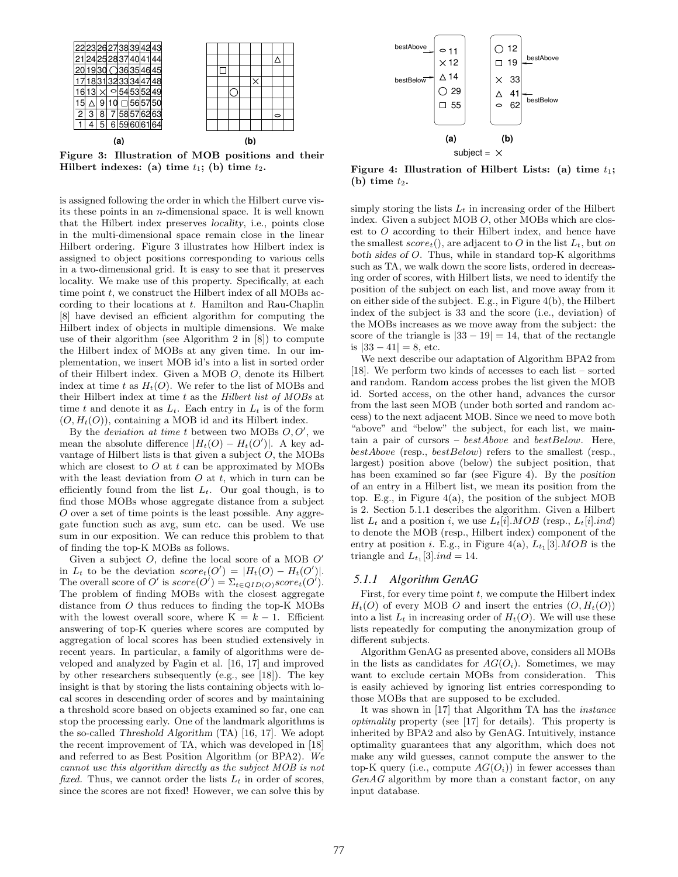Figure 3: Illustration of MOB positions and their Hilbert indexes: (a) time $t_1$; (b) time $t_2$.

Figure 4: Illustration of Hilbert Lists: (a) time $t_1$; (b) time $t_2$.

is assigned following the order in which the Hilbert curve visits these points in an $n$-dimensional space. It is well known that the Hilbert index preserves *locality*, i.e., points close in the multi-dimensional space remain close in the linear Hilbert ordering. Figure 3 illustrates how Hilbert index is assigned to object positions corresponding to various cells in a two-dimensional grid. It is easy to see that it preserves locality. We make use of this property. Specifically, at each time point $t$, we construct the Hilbert index of all MOBs according to their locations at $t$. Hamilton and Rau-Chaplin [8] have devised an efficient algorithm for computing the Hilbert index of objects in multiple dimensions. We make use of their algorithm (see Algorithm 2 in [8]) to compute the Hilbert index of MOBs at any given time. In our implementation, we insert MOB id's into a list in sorted order of their Hilbert index. Given a MOB $O$, denote its Hilbert index at time $t$ as $H_t(O)$. We refer to the list of MOBs and their Hilbert index at time $t$ as the *Hilbert list of MOBs* at time $t$ and denote it as $L_t$. Each entry in $L_t$ is of the form $(O, H_t(O))$, containing a MOB id and its Hilbert index.

By the *deviation at time* $t$ between two MOBs $O, O'$, we mean the absolute difference $|H_t(O) - H_t(O')|$. A key advantage of Hilbert lists is that given a subject $O$, the MOBs which are closest to $O$ at $t$ can be approximated by MOBs with the least deviation from $O$ at $t$, which in turn can be efficiently found from the list $L_t$. Our goal though, is to find those MOBs whose aggregate distance from a subject $O$ over a set of time points is the least possible. Any aggregate function such as avg, sum etc. can be used. We use sum in our exposition. We can reduce this problem to that of finding the top-K MOBs as follows.

Given a subject $O$, define the local score of a MOB $O'$ in $L_t$ to be the deviation $score_t(O') = |H_t(O) - H_t(O')|$. The overall score of $O'$ is $score(O') = \Sigma_{t \in QID(O)} score_t(O')$. The problem of finding MOBs with the closest aggregate distance from $O$ thus reduces to finding the top-K MOBs with the lowest overall score, where $K = k - 1$. Efficient answering of top-K queries where scores are computed by aggregation of local scores has been studied extensively in recent years. In particular, a family of algorithms were developed and analyzed by Fagin et al. [16, 17] and improved by other researchers subsequently (e.g., see [18]). The key insight is that by storing the lists containing objects with local scores in descending order of scores and by maintaining a threshold score based on objects examined so far, one can stop the processing early. One of the landmark algorithms is the so-called *Threshold Algorithm* (TA) [16, 17]. We adopt the recent improvement of TA, which was developed in [18] and referred to as Best Position Algorithm (or BPA2). *We cannot use this algorithm directly as the subject MOB is not fixed.* Thus, we cannot order the lists $L_t$ in order of scores, since the scores are not fixed! However, we can solve this by simply storing the lists $L_t$ in increasing order of the Hilbert index. Given a subject MOB $O$, other MOBs which are closest to $O$ according to their Hilbert index, and hence have the smallest $score_t()$, are adjacent to $O$ in the list $L_t$, but *on both sides of* $O$. Thus, while in standard top-K algorithms such as TA, we walk down the score lists, ordered in decreasing order of scores, with Hilbert lists, we need to identify the position of the subject on each list, and move away from it on either side of the subject. E.g., in Figure 4(b), the Hilbert index of the subject is 33 and the score (i.e., deviation) of the MOBs increases as we move away from the subject: the score of the triangle is $|33 - 19| = 14$, that of the rectangle is $|33 - 41| = 8$, etc.

We next describe our adaptation of Algorithm BPA2 from [18]. We perform two kinds of accesses to each list – sorted and random. Random access probes the list given the MOB id. Sorted access, on the other hand, advances the cursor from the last seen MOB (under both sorted and random access) to the next adjacent MOB. Since we need to move both "above" and "below" the subject, for each list, we maintain a pair of cursors – *bestAbove* and *bestBelow*. Here, *bestAbove* (resp., *bestBelow*) refers to the smallest (resp., largest) position above (below) the subject position, that has been examined so far (see Figure 4). By the *position* of an entry in a Hilbert list, we mean its position from the top. E.g., in Figure 4(a), the position of the subject MOB is 2. Section 5.1.1 describes the algorithm. Given a Hilbert list $L_t$ and a position $i$, we use $L_t[i].MOB$ (resp., $L_t[i].ind$) to denote the MOB (resp., Hilbert index) component of the entry at position $i$. E.g., in Figure 4(a), $L_{t_1}[3].MOB$ is the triangle and $L_{t_1}[3].ind = 14$.

### 5.1.1 Algorithm GenAG

First, for every time point $t$, we compute the Hilbert index $H_t(O)$ of every MOB $O$ and insert the entries $(O, H_t(O))$ into a list $L_t$ in increasing order of $H_t(O)$. We will use these lists repeatedly for computing the anonymization group of different subjects.

Algorithm GenAG as presented above, considers all MOBs in the lists as candidates for $AG(O_i)$. Sometimes, we may want to exclude certain MOBs from consideration. This is easily achieved by ignoring list entries corresponding to those MOBs that are supposed to be excluded.

It was shown in [17] that Algorithm TA has the *instance optimality* property (see [17] for details). This property is inherited by BPA2 and also by GenAG. Intuitively, instance optimality guarantees that any algorithm, which does not make any wild guesses, cannot compute the answer to the top-K query (i.e., compute $AG(O_i)$) in fewer accesses than *GenAG* algorithm by more than a constant factor, on any input database.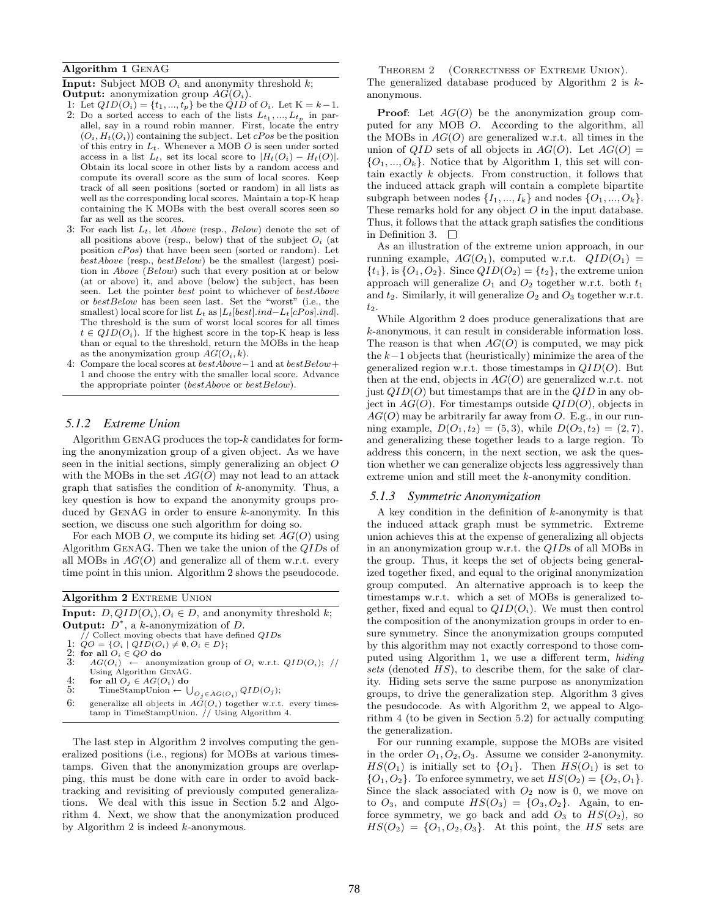**Algorithm 1** GenAG

**Input:** Subject MOB $O_i$ and anonymity threshold $k$;
**Output:** anonymization group $AG(O_i)$.

1: Let $QID(O_i) = \{t_1, ..., t_p\}$ be the $QID$ of $O_i$. Let K $= k - 1$.
2: Do a sorted access to each of the lists $L_{t_1}, ..., L_{t_p}$ in parallel, say in a round robin manner. First, locate the entry $(O_i, H_t(O_i))$ containing the subject. Let $cPos$ be the position of this entry in $L_t$. Whenever a MOB $O$ is seen under sorted access in a list $L_t$, set its local score to $|H_t(O_i) - H_t(O)|$. Obtain its local score in other lists by a random access and compute its overall score as the sum of local scores. Keep track of all seen positions (sorted or random) in all lists as well as the corresponding local scores. Maintain a top-K heap containing the K MOBs with the best overall scores seen so far as well as the scores.
3: For each list $L_t$, let $Above$ (resp., $Below$) denote the set of all positions above (resp., below) that of the subject $O_i$ (at position $cPos$) that have been seen (sorted or random). Let $bestAbove$ (resp., $bestBelow$) be the smallest (largest) position in $Above$ ($Below$) such that every position at or below (at or above) it, and above (below) the subject, has been seen. Let the pointer $best$ point to whichever of $bestAbove$ or $bestBelow$ has been seen last. Set the "worst" (i.e., the smallest) local score for list $L_t$ as $|L_t[best].ind - L_t[cPos].ind|$. The threshold is the sum of worst local scores for all times $t \in QID(O_i)$. If the highest score in the top-K heap is less than or equal to the threshold, return the MOBs in the heap as the anonymization group $AG(O_i, k)$.
4: Compare the local scores at $bestAbove - 1$ and at $bestBelow + 1$ and choose the entry with the smaller local score. Advance the appropriate pointer ($bestAbove$ or $bestBelow$).

### 5.1.2 Extreme Union

Algorithm GenAG produces the top-$k$ candidates for forming the anonymization group of a given object. As we have seen in the initial sections, simply generalizing an object $O$ with the MOBs in the set $AG(O)$ may not lead to an attack graph that satisfies the condition of $k$-anonymity. Thus, a key question is how to expand the anonymity groups produced by GenAG in order to ensure $k$-anonymity. In this section, we discuss one such algorithm for doing so.

For each MOB $O$, we compute its hiding set $AG(O)$ using Algorithm GenAG. Then we take the union of the $QID$s of all MOBs in $AG(O)$ and generalize all of them w.r.t. every time point in this union. Algorithm 2 shows the pseudocode.

**Algorithm 2** Extreme Union

**Input:** $D, QID(O_i), O_i \in D$, and anonymity threshold $k$;
**Output:** $D^*$, a $k$-anonymization of $D$.

// Collect moving obects that have defined $QID$s
1: $QO = \{O_i \mid QID(O_i) \neq \emptyset, O_i \in D\}$;
2: **for all** $O_i \in QO$ **do**
3: $\quad AG(O_i) \leftarrow$ anonymization group of $O_i$ w.r.t. $QID(O_i)$; // Using Algorithm GenAG.
4: $\quad$ **for all** $O_j \in AG(O_i)$ **do**
5: $\quad\quad$ TimeStampUnion $\leftarrow \bigcup_{O_j \in AG(O_i)} QID(O_j)$;
6: $\quad$ generalize all objects in $AG(O_i)$ together w.r.t. every timestamp in TimeStampUnion. // Using Algorithm 4.

The last step in Algorithm 2 involves computing the generalized positions (i.e., regions) for MOBs at various timestamps. Given that the anonymization groups are overlapping, this must be done with care in order to avoid backtracking and revisiting of previously computed generalizations. We deal with this issue in Section 5.2 and Algorithm 4. Next, we show that the anonymization produced by Algorithm 2 is indeed $k$-anonymous.

Theorem 2 (Correctness of Extreme Union). *The generalized database produced by Algorithm 2 is $k$-anonymous.*

**Proof**: Let $AG(O)$ be the anonymization group computed for any MOB $O$. According to the algorithm, all the MOBs in $AG(O)$ are generalized w.r.t. all times in the union of $QID$ sets of all objects in $AG(O)$. Let $AG(O) = \{O_1, ..., O_k\}$. Notice that by Algorithm 1, this set will contain exactly $k$ objects. From construction, it follows that the induced attack graph will contain a complete bipartite subgraph between nodes $\{I_1, ..., I_k\}$ and nodes $\{O_1, ..., O_k\}$. These remarks hold for any object $O$ in the input database. Thus, it follows that the attack graph satisfies the conditions in Definition 3. $\square$

As an illustration of the extreme union approach, in our running example, $AG(O_1)$, computed w.r.t. $QID(O_1) = \{t_1\}$, is $\{O_1, O_2\}$. Since $QID(O_2) = \{t_2\}$, the extreme union approach will generalize $O_1$ and $O_2$ together w.r.t. both $t_1$ and $t_2$. Similarly, it will generalize $O_2$ and $O_3$ together w.r.t. $t_2$.

While Algorithm 2 does produce generalizations that are $k$-anonymous, it can result in considerable information loss. The reason is that when $AG(O)$ is computed, we may pick the $k-1$ objects that (heuristically) minimize the area of the generalized region w.r.t. those timestamps in $QID(O)$. But then at the end, objects in $AG(O)$ are generalized w.r.t. not just $QID(O)$ but timestamps that are in the $QID$ in any object in $AG(O)$. For timestamps outside $QID(O)$, objects in $AG(O)$ may be arbitrarily far away from $O$. E.g., in our running example, $D(O_1, t_2) = (5, 3)$, while $D(O_2, t_2) = (2, 7)$, and generalizing these together leads to a large region. To address this concern, in the next section, we ask the question whether we can generalize objects less aggressively than extreme union and still meet the $k$-anonymity condition.

### 5.1.3 Symmetric Anonymization

A key condition in the definition of $k$-anonymity is that the induced attack graph must be symmetric. Extreme union achieves this at the expense of generalizing all objects in an anonymization group w.r.t. the $QID$s of all MOBs in the group. Thus, it keeps the set of objects being generalized together fixed, and equal to the original anonymization group computed. An alternative approach is to keep the timestamps w.r.t. which a set of MOBs is generalized together, fixed and equal to $QID(O_i)$. We must then control the composition of the anonymization groups in order to ensure symmetry. Since the anonymization groups computed by this algorithm may not exactly correspond to those computed using Algorithm 1, we use a different term, *hiding sets* (denoted $HS$), to describe them, for the sake of clarity. Hiding sets serve the same purpose as anonymization groups, to drive the generalization step. Algorithm 3 gives the pesudocode. As with Algorithm 2, we appeal to Algorithm 4 (to be given in Section 5.2) for actually computing the generalization.

For our running example, suppose the MOBs are visited in the order $O_1, O_2, O_3$. Assume we consider 2-anonymity. $HS(O_1)$ is initially set to $\{O_1\}$. Then $HS(O_1)$ is set to $\{O_1, O_2\}$. To enforce symmetry, we set $HS(O_2) = \{O_2, O_1\}$. Since the slack associated with $O_2$ now is 0, we move on to $O_3$, and compute $HS(O_3) = \{O_3, O_2\}$. Again, to enforce symmetry, we go back and add $O_3$ to $HS(O_2)$, so $HS(O_2) = \{O_1, O_2, O_3\}$. At this point, the $HS$ sets are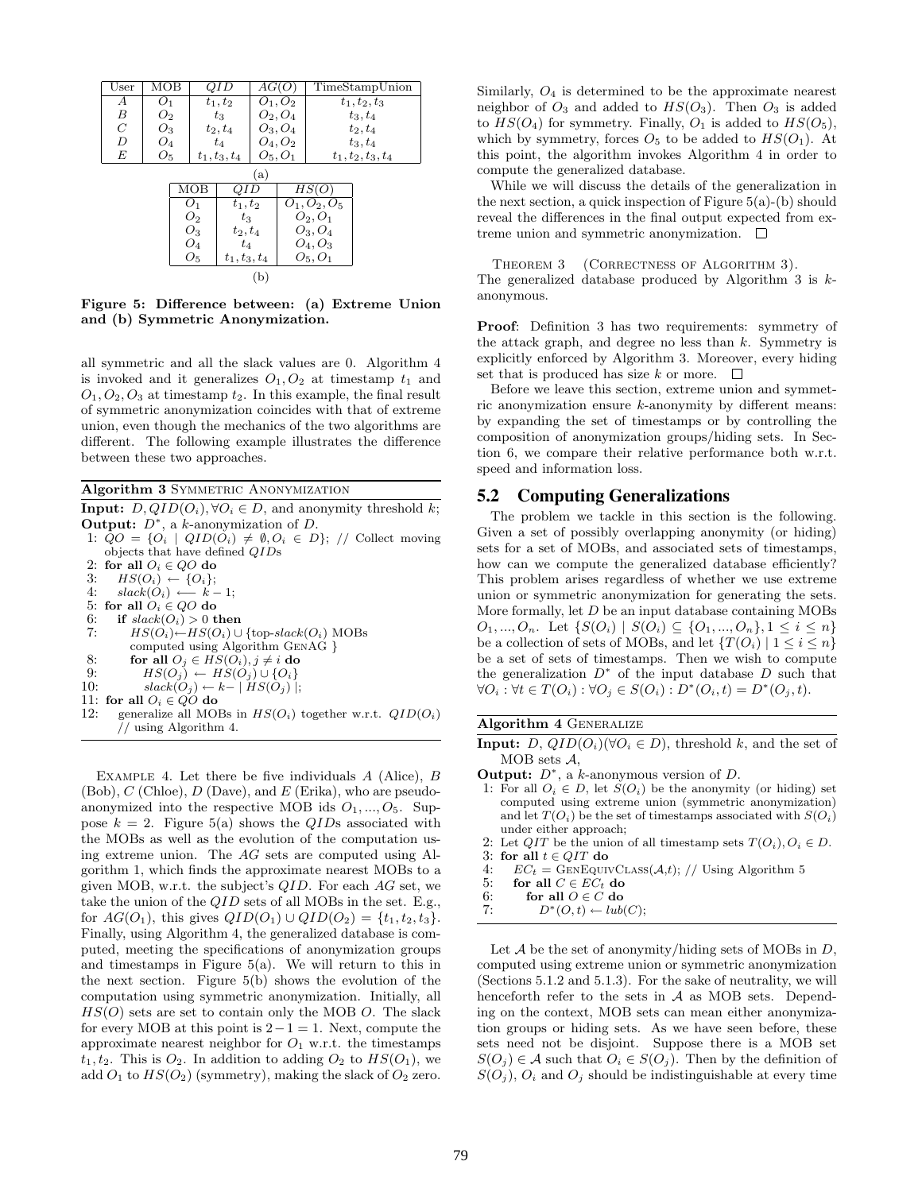| User | MOB | $QID$ | $AG(O)$ | TimeStampUnion |
|---|---|---|---|---|
| $A$ | $O_1$ | $t_1, t_2$ | $O_1, O_2$ | $t_1, t_2, t_3$ |
| $B$ | $O_2$ | $t_3$ | $O_2, O_4$ | $t_3, t_4$ |
| $C$ | $O_3$ | $t_2, t_4$ | $O_3, O_4$ | $t_2, t_4$ |
| $D$ | $O_4$ | $t_4$ | $O_4, O_2$ | $t_3, t_4$ |
| $E$ | $O_5$ | $t_1, t_3, t_4$ | $O_5, O_1$ | $t_1, t_2, t_3, t_4$ |

(a)

| MOB | $QID$ | $HS(O)$ |
|---|---|---|
| $O_1$ | $t_1, t_2$ | $O_1, O_2, O_5$ |
| $O_2$ | $t_3$ | $O_2, O_1$ |
| $O_3$ | $t_2, t_4$ | $O_3, O_4$ |
| $O_4$ | $t_4$ | $O_4, O_3$ |
| $O_5$ | $t_1, t_3, t_4$ | $O_5, O_1$ |

(b)

**Figure 5: Difference between: (a) Extreme Union and (b) Symmetric Anonymization.**

all symmetric and all the slack values are 0. Algorithm 4 is invoked and it generalizes $O_1, O_2$ at timestamp $t_1$ and $O_1, O_2, O_3$ at timestamp $t_2$. In this example, the final result of symmetric anonymization coincides with that of extreme union, even though the mechanics of the two algorithms are different. The following example illustrates the difference between these two approaches.

**Algorithm 3** SYMMETRIC ANONYMIZATION

**Input:** $D, QID(O_i), \forall O_i \in D$, and anonymity threshold $k$;
**Output:** $D^*$, a $k$-anonymization of $D$.

```
1: QO = {O_i | QID(O_i) ≠ ∅, O_i ∈ D}; // Collect moving objects that have defined QIDs
2: for all O_i ∈ QO do
3:   HS(O_i) ← {O_i};
4:   slack(O_i) ⟵ k − 1;
5: for all O_i ∈ QO do
6:   if slack(O_i) > 0 then
7:     HS(O_i)←HS(O_i) ∪ {top-slack(O_i) MOBs computed using Algorithm GenAG }
8:     for all O_j ∈ HS(O_i), j ≠ i do
9:       HS(O_j) ← HS(O_j) ∪ {O_i}
10:      slack(O_j) ← k− | HS(O_j) |;
11: for all O_i ∈ QO do
12:   generalize all MOBs in HS(O_i) together w.r.t. QID(O_i) // using Algorithm 4.
```

EXAMPLE 4. Let there be five individuals $A$ (Alice), $B$ (Bob), $C$ (Chloe), $D$ (Dave), and $E$ (Erika), who are pseudo-anonymized into the respective MOB ids $O_1, ..., O_5$. Suppose $k = 2$. Figure 5(a) shows the $QID$s associated with the MOBs as well as the evolution of the computation using extreme union. The $AG$ sets are computed using Algorithm 1, which finds the approximate nearest MOBs to a given MOB, w.r.t. the subject's $QID$. For each $AG$ set, we take the union of the $QID$ sets of all MOBs in the set. E.g., for $AG(O_1)$, this gives $QID(O_1) \cup QID(O_2) = \{t_1, t_2, t_3\}$. Finally, using Algorithm 4, the generalized database is computed, meeting the specifications of anonymization groups and timestamps in Figure 5(a). We will return to this in the next section. Figure 5(b) shows the evolution of the computation using symmetric anonymization. Initially, all $HS(O)$ sets are set to contain only the MOB $O$. The slack for every MOB at this point is $2-1 = 1$. Next, compute the approximate nearest neighbor for $O_1$ w.r.t. the timestamps $t_1, t_2$. This is $O_2$. In addition to adding $O_2$ to $HS(O_1)$, we add $O_1$ to $HS(O_2)$ (symmetry), making the slack of $O_2$ zero. Similarly, $O_4$ is determined to be the approximate nearest neighbor of $O_3$ and added to $HS(O_3)$. Then $O_3$ is added to $HS(O_4)$ for symmetry. Finally, $O_1$ is added to $HS(O_5)$, which by symmetry, forces $O_5$ to be added to $HS(O_1)$. At this point, the algorithm invokes Algorithm 4 in order to compute the generalized database.

While we will discuss the details of the generalization in the next section, a quick inspection of Figure 5(a)-(b) should reveal the differences in the final output expected from extreme union and symmetric anonymization. $\square$

THEOREM 3 (CORRECTNESS OF ALGORITHM 3). The generalized database produced by Algorithm 3 is $k$-anonymous.

**Proof**: Definition 3 has two requirements: symmetry of the attack graph, and degree no less than $k$. Symmetry is explicitly enforced by Algorithm 3. Moreover, every hiding set that is produced has size $k$ or more. $\square$

Before we leave this section, extreme union and symmetric anonymization ensure $k$-anonymity by different means: by expanding the set of timestamps or by controlling the composition of anonymization groups/hiding sets. In Section 6, we compare their relative performance both w.r.t. speed and information loss.

## 5.2 Computing Generalizations

The problem we tackle in this section is the following. Given a set of possibly overlapping anonymity (or hiding) sets for a set of MOBs, and associated sets of timestamps, how can we compute the generalized database efficiently? This problem arises regardless of whether we use extreme union or symmetric anonymization for generating the sets. More formally, let $D$ be an input database containing MOBs $O_1, ..., O_n$. Let $\{S(O_i) \mid S(O_i) \subseteq \{O_1, ..., O_n\}, 1 \leq i \leq n\}$ be a collection of sets of MOBs, and let $\{T(O_i) \mid 1 \leq i \leq n\}$ be a set of sets of timestamps. Then we wish to compute the generalization $D^*$ of the input database $D$ such that $\forall O_i : \forall t \in T(O_i) : \forall O_j \in S(O_i) : D^*(O_i, t) = D^*(O_j, t)$.

**Algorithm 4** GENERALIZE

**Input:** $D$, $QID(O_i)(\forall O_i \in D)$, threshold $k$, and the set of MOB sets $\mathcal{A}$,
**Output:** $D^*$, a $k$-anonymous version of $D$.

```
1: For all O_i ∈ D, let S(O_i) be the anonymity (or hiding) set computed using extreme union (symmetric anonymization) and let T(O_i) be the set of timestamps associated with S(O_i) under either approach;
2: Let QIT be the union of all timestamp sets T(O_i), O_i ∈ D.
3: for all t ∈ QIT do
4:   EC_t = GenEquivClass(A,t); // Using Algorithm 5
5:   for all C ∈ EC_t do
6:     for all O ∈ C do
7:       D*(O, t) ← lub(C);
```

Let $\mathcal{A}$ be the set of anonymity/hiding sets of MOBs in $D$, computed using extreme union or symmetric anonymization (Sections 5.1.2 and 5.1.3). For the sake of neutrality, we will henceforth refer to the sets in $\mathcal{A}$ as MOB sets. Depending on the context, MOB sets can mean either anonymization groups or hiding sets. As we have seen before, these sets need not be disjoint. Suppose there is a MOB set $S(O_j) \in \mathcal{A}$ such that $O_i \in S(O_j)$. Then by the definition of $S(O_j)$, $O_i$ and $O_j$ should be indistinguishable at every time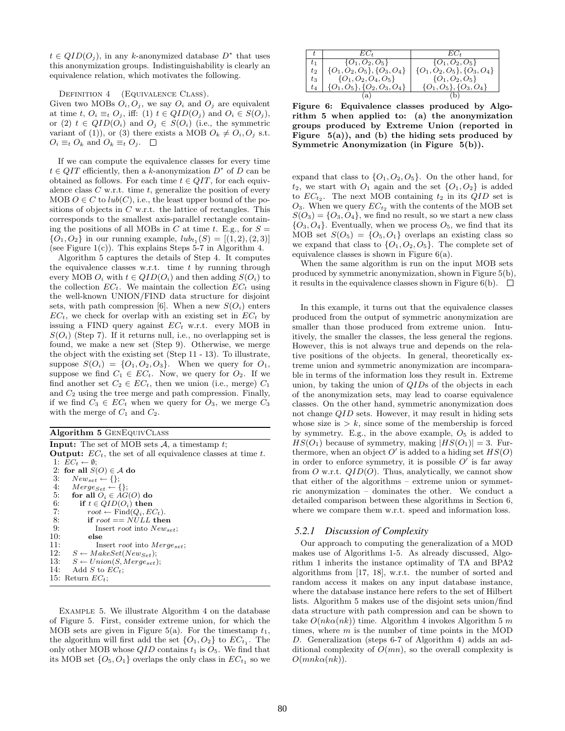$t \in QID(O_j)$, in any $k$-anonymized database $D^*$ that uses this anonymization groups. Indistinguishability is clearly an equivalence relation, which motivates the following.

DEFINITION 4 (EQUIVALENCE CLASS).
Given two MOBs $O_i, O_j$, we say $O_i$ and $O_j$ are equivalent at time $t$, $O_i \equiv_t O_j$, iff: (1) $t \in QID(O_j)$ and $O_i \in S(O_j)$, or (2) $t \in QID(O_i)$ and $O_j \in S(O_i)$ (i.e., the symmetric variant of (1)), or (3) there exists a MOB $O_k \neq O_i, O_j$ s.t. $O_i \equiv_t O_k$ and $O_k \equiv_t O_j$. □

If we can compute the equivalence classes for every time $t \in QIT$ efficiently, then a $k$-anonymization $D^*$ of $D$ can be obtained as follows. For each time $t \in QIT$, for each equivalence class $C$ w.r.t. time $t$, generalize the position of every MOB $O \in C$ to $lub(C)$, i.e., the least upper bound of the positions of objects in $C$ w.r.t. the lattice of rectangles. This corresponds to the smallest axis-parallel rectangle containing the positions of all MOBs in $C$ at time $t$. E.g., for $S = \{O_1, O_2\}$ in our running example, $lub_{t_1}(S) = [(1,2),(2,3)]$ (see Figure 1(c)). This explains Steps 5-7 in Algorithm 4.

Algorithm 5 captures the details of Step 4. It computes the equivalence classes w.r.t. time $t$ by running through every MOB $O_i$ with $t \in QID(O_i)$ and then adding $S(O_i)$ to the collection $EC_t$. We maintain the collection $EC_t$ using the well-known UNION/FIND data structure for disjoint sets, with path compression [6]. When a new $S(O_i)$ enters $EC_t$, we check for overlap with an existing set in $EC_t$ by issuing a FIND query against $EC_t$ w.r.t. every MOB in $S(O_i)$ (Step 7). If it returns null, i.e., no overlapping set is found, we make a new set (Step 9). Otherwise, we merge the object with the existing set (Step 11 - 13). To illustrate, suppose $S(O_i) = \{O_1, O_2, O_3\}$. When we query for $O_1$, suppose we find $C_1 \in EC_t$. Now, we query for $O_2$. If we find another set $C_2 \in EC_t$, then we union (i.e., merge) $C_1$ and $C_2$ using the tree merge and path compression. Finally, if we find $C_3 \in EC_t$ when we query for $O_3$, we merge $C_3$ with the merge of $C_1$ and $C_2$.

**Algorithm 5** GENEQUIVCLASS

```
Input: The set of MOB sets 𝒜, a timestamp t;
Output: EC_t, the set of all equivalence classes at time t.
 1: EC_t ← ∅;
 2: for all S(O) ∈ 𝒜 do
 3:    New_set ← {};
 4:    Merge_Set ← {};
 5:    for all O_i ∈ AG(O) do
 6:       if t ∈ QID(O_i) then
 7:          root ← Find(Q_i, EC_t).
 8:          if root == NULL then
 9:             Insert root into New_set;
10:          else
11:             Insert root into Merge_set;
12:    S ← MakeSet(New_Set);
13:    S ← Union(S, Merge_set);
14:    Add S to EC_t;
15: Return EC_t;
```

EXAMPLE 5. We illustrate Algorithm 4 on the database of Figure 5. First, consider extreme union, for which the MOB sets are given in Figure 5(a). For the timestamp $t_1$, the algorithm will first add the set $\{O_1, O_2\}$ to $EC_{t_1}$. The only other MOB whose $QID$ contains $t_1$ is $O_5$. We find that its MOB set $\{O_5, O_1\}$ overlaps the only class in $EC_{t_1}$ so we expand that class to $\{O_1, O_2, O_5\}$. On the other hand, for $t_2$, we start with $O_1$ again and the set $\{O_1, O_2\}$ is added to $EC_{t_2}$. The next MOB containing $t_2$ in its $QID$ set is $O_3$. When we query $EC_{t_2}$ with the contents of the MOB set $S(O_3) = \{O_3, O_4\}$, we find no result, so we start a new class $\{O_3, O_4\}$. Eventually, when we process $O_5$, we find that its MOB set $S(O_5) = \{O_5, O_1\}$ overlaps an existing class so we expand that class to $\{O_1, O_2, O_5\}$. The complete set of equivalence classes is shown in Figure 6(a).

When the same algorithm is run on the input MOB sets produced by symmetric anonymization, shown in Figure 5(b), it results in the equivalence classes shown in Figure 6(b). □

| $t$ | $EC_t$ (a) | $EC_t$ (b) |
|---|---|---|
| $t_1$ | $\{O_1, O_2, O_5\}$ | $\{O_1, O_2, O_5\}$ |
| $t_2$ | $\{O_1, O_2, O_5\}, \{O_3, O_4\}$ | $\{O_1, O_2, O_5\}, \{O_3, O_4\}$ |
| $t_3$ | $\{O_1, O_2, O_4, O_5\}$ | $\{O_1, O_2, O_5\}$ |
| $t_4$ | $\{O_1, O_5\}, \{O_2, O_3, O_4\}$ | $\{O_1, O_5\}, \{O_3, O_4\}$ |

**Figure 6: Equivalence classes produced by Algorithm 5 when applied to: (a) the anonymization groups produced by Extreme Union (reported in Figure 5(a)), and (b) the hiding sets produced by Symmetric Anonymization (in Figure 5(b)).**

In this example, it turns out that the equivalence classes produced from the output of symmetric anonymization are smaller than those produced from extreme union. Intuitively, the smaller the classes, the less general the regions. However, this is not always true and depends on the relative positions of the objects. In general, theoretically extreme union and symmetric anonymization are incomparable in terms of the information loss they result in. Extreme union, by taking the union of $QID$s of the objects in each of the anonymization sets, may lead to coarse equivalence classes. On the other hand, symmetric anonymization does not change $QID$ sets. However, it may result in hiding sets whose size is $> k$, since some of the membership is forced by symmetry. E.g., in the above example, $O_5$ is added to $HS(O_1)$ because of symmetry, making $|HS(O_1)| = 3$. Furthermore, when an object $O'$ is added to a hiding set $HS(O)$ in order to enforce symmetry, it is possible $O'$ is far away from $O$ w.r.t. $QID(O)$. Thus, analytically, we cannot show that either of the algorithms – extreme union or symmetric anonymization – dominates the other. We conduct a detailed comparison between these algorithms in Section 6, where we compare them w.r.t. speed and information loss.

### 5.2.1 Discussion of Complexity

Our approach to computing the generalization of a MOD makes use of Algorithms 1-5. As already discussed, Algorithm 1 inherits the instance optimality of TA and BPA2 algorithms from [17, 18], w.r.t. the number of sorted and random access it makes on any input database instance, where the database instance here refers to the set of Hilbert lists. Algorithm 5 makes use of the disjoint sets union/find data structure with path compression and can be shown to take $O(nk\alpha(nk))$ time. Algorithm 4 invokes Algorithm 5 $m$ times, where $m$ is the number of time points in the MOD $D$. Generalization (steps 6-7 of Algorithm 4) adds an additional complexity of $O(mn)$, so the overall complexity is $O(mnk\alpha(nk))$.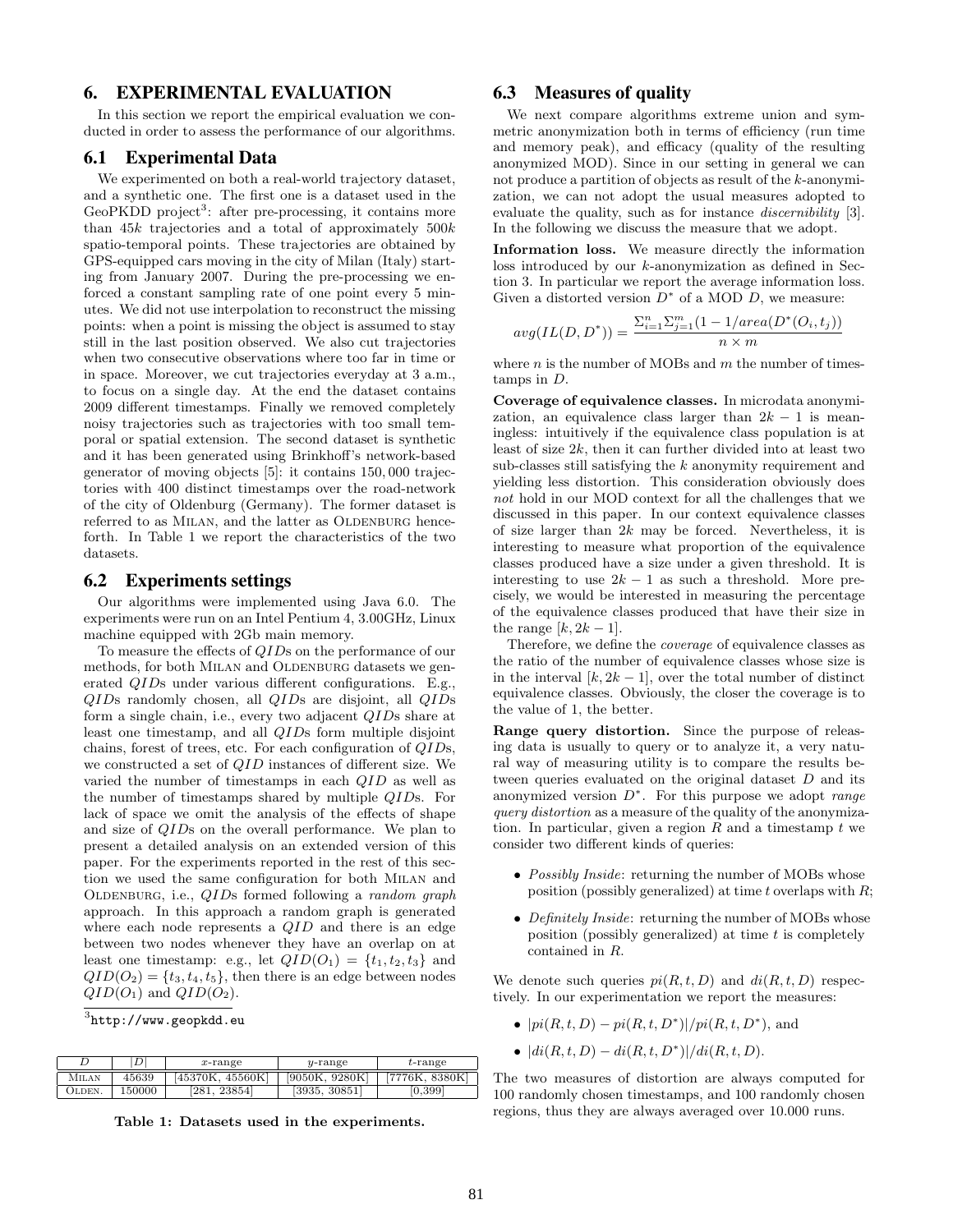## 6. EXPERIMENTAL EVALUATION

In this section we report the empirical evaluation we conducted in order to assess the performance of our algorithms.

### 6.1 Experimental Data

We experimented on both a real-world trajectory dataset, and a synthetic one. The first one is a dataset used in the GeoPKDD project[3]: after pre-processing, it contains more than $45k$ trajectories and a total of approximately $500k$ spatio-temporal points. These trajectories are obtained by GPS-equipped cars moving in the city of Milan (Italy) starting from January 2007. During the pre-processing we enforced a constant sampling rate of one point every 5 minutes. We did not use interpolation to reconstruct the missing points: when a point is missing the object is assumed to stay still in the last position observed. We also cut trajectories when two consecutive observations where too far in time or in space. Moreover, we cut trajectories everyday at 3 a.m., to focus on a single day. At the end the dataset contains 2009 different timestamps. Finally we removed completely noisy trajectories such as trajectories with too small temporal or spatial extension. The second dataset is synthetic and it has been generated using Brinkhoff's network-based generator of moving objects [5]: it contains 150,000 trajectories with 400 distinct timestamps over the road-network of the city of Oldenburg (Germany). The former dataset is referred to as MILAN, and the latter as OLDENBURG henceforth. In Table 1 we report the characteristics of the two datasets.

### 6.2 Experiments settings

Our algorithms were implemented using Java 6.0. The experiments were run on an Intel Pentium 4, 3.00GHz, Linux machine equipped with 2Gb main memory.

To measure the effects of $QID$s on the performance of our methods, for both MILAN and OLDENBURG datasets we generated $QID$s under various different configurations. E.g., $QID$s randomly chosen, all $QID$s are disjoint, all $QID$s form a single chain, i.e., every two adjacent $QID$s share at least one timestamp, and all $QID$s form multiple disjoint chains, forest of trees, etc. For each configuration of $QID$s, we constructed a set of $QID$ instances of different size. We varied the number of timestamps in each $QID$ as well as the number of timestamps shared by multiple $QID$s. For lack of space we omit the analysis of the effects of shape and size of $QID$s on the overall performance. We plan to present a detailed analysis on an extended version of this paper. For the experiments reported in the rest of this section we used the same configuration for both MILAN and OLDENBURG, i.e., $QID$s formed following a *random graph* approach. In this approach a random graph is generated where each node represents a $QID$ and there is an edge between two nodes whenever they have an overlap on at least one timestamp: e.g., let $QID(O_1) = \{t_1, t_2, t_3\}$ and $QID(O_2) = \{t_3, t_4, t_5\}$, then there is an edge between nodes $QID(O_1)$ and $QID(O_2)$.

[3] http://www.geopkdd.eu

| $D$ | $\|D\|$ | $x$-range | $y$-range | $t$-range |
|---|---|---|---|---|
| MILAN | 45639 | [45370K, 45560K] | [9050K, 9280K] | [7776K, 8380K] |
| OLDEN. | 150000 | [281, 23854] | [3935, 30851] | [0,399] |

**Table 1: Datasets used in the experiments.**

### 6.3 Measures of quality

We next compare algorithms extreme union and symmetric anonymization both in terms of efficiency (run time and memory peak), and efficacy (quality of the resulting anonymized MOD). Since in our setting in general we can not produce a partition of objects as result of the $k$-anonymization, we can not adopt the usual measures adopted to evaluate the quality, such as for instance *discernibility* [3]. In the following we discuss the measure that we adopt.

**Information loss.** We measure directly the information loss introduced by our $k$-anonymization as defined in Section 3. In particular we report the average information loss. Given a distorted version $D^*$ of a MOD $D$, we measure:

$$avg(IL(D, D^*)) = \frac{\Sigma_{i=1}^{n} \Sigma_{j=1}^{m} (1 - 1/area(D^*(O_i, t_j))}{n \times m}$$

where $n$ is the number of MOBs and $m$ the number of timestamps in $D$.

**Coverage of equivalence classes.** In microdata anonymization, an equivalence class larger than $2k - 1$ is meaningless: intuitively if the equivalence class population is at least of size $2k$, then it can further divided into at least two sub-classes still satisfying the $k$ anonymity requirement and yielding less distortion. This consideration obviously does *not* hold in our MOD context for all the challenges that we discussed in this paper. In our context equivalence classes of size larger than $2k$ may be forced. Nevertheless, it is interesting to measure what proportion of the equivalence classes produced have a size under a given threshold. It is interesting to use $2k - 1$ as such a threshold. More precisely, we would be interested in measuring the percentage of the equivalence classes produced that have their size in the range $[k, 2k - 1]$.

Therefore, we define the *coverage* of equivalence classes as the ratio of the number of equivalence classes whose size is in the interval $[k, 2k - 1]$, over the total number of distinct equivalence classes. Obviously, the closer the coverage is to the value of 1, the better.

**Range query distortion.** Since the purpose of releasing data is usually to query or to analyze it, a very natural way of measuring utility is to compare the results between queries evaluated on the original dataset $D$ and its anonymized version $D^*$. For this purpose we adopt *range query distortion* as a measure of the quality of the anonymization. In particular, given a region $R$ and a timestamp $t$ we consider two different kinds of queries:

- *Possibly Inside*: returning the number of MOBs whose position (possibly generalized) at time $t$ overlaps with $R$;
- *Definitely Inside*: returning the number of MOBs whose position (possibly generalized) at time $t$ is completely contained in $R$.

We denote such queries $pi(R, t, D)$ and $di(R, t, D)$ respectively. In our experimentation we report the measures:

- $|pi(R, t, D) - pi(R, t, D^*)|/pi(R, t, D^*)$, and
- $|di(R, t, D) - di(R, t, D^*)|/di(R, t, D)$.

The two measures of distortion are always computed for 100 randomly chosen timestamps, and 100 randomly chosen regions, thus they are always averaged over 10.000 runs.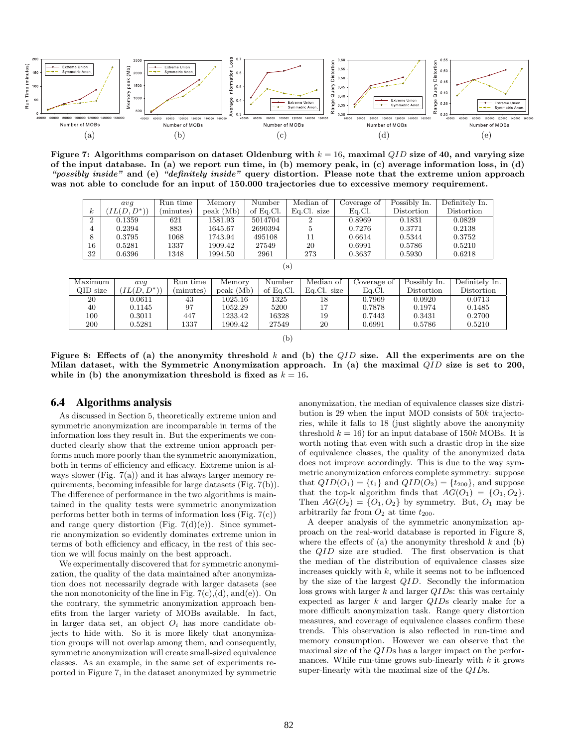(a) (b) (c) (d) (e)

**Figure 7: Algorithms comparison on dataset Oldenburg with $k = 16$, maximal $QID$ size of 40, and varying size of the input database. In (a) we report run time, in (b) memory peak, in (c) average information loss, in (d) *"possibly inside"* and (e) *"definitely inside"* query distortion. Please note that the extreme union approach was not able to conclude for an input of 150.000 trajectories due to excessive memory requirement.**

| $k$ | $avg$ $(IL(D, D^*))$ | Run time (minutes) | Memory peak (Mb) | Number of Eq.Cl. | Median of Eq.Cl. size | Coverage of Eq.Cl. | Possibly In. Distortion | Definitely In. Distortion |
|---|---|---|---|---|---|---|---|---|
| 2 | 0.1359 | 621 | 1581.93 | 5014704 | 2 | 0.8969 | 0.1831 | 0.0829 |
| 4 | 0.2394 | 883 | 1645.67 | 2690394 | 5 | 0.7276 | 0.3771 | 0.2138 |
| 8 | 0.3795 | 1068 | 1743.94 | 495108 | 11 | 0.6614 | 0.5344 | 0.3752 |
| 16 | 0.5281 | 1337 | 1909.42 | 27549 | 20 | 0.6991 | 0.5786 | 0.5210 |
| 32 | 0.6396 | 1348 | 1994.50 | 2961 | 273 | 0.3637 | 0.5930 | 0.6218 |

(a)

| Maximum QID size | $avg$ $(IL(D, D^*))$ | Run time (minutes) | Memory peak (Mb) | Number of Eq.Cl. | Median of Eq.Cl. size | Coverage of Eq.Cl. | Possibly In. Distortion | Definitely In. Distortion |
|---|---|---|---|---|---|---|---|---|
| 20 | 0.0611 | 43 | 1025.16 | 1325 | 18 | 0.7969 | 0.0920 | 0.0713 |
| 40 | 0.1145 | 97 | 1052.29 | 5200 | 17 | 0.7878 | 0.1974 | 0.1485 |
| 100 | 0.3011 | 447 | 1233.42 | 16328 | 19 | 0.7443 | 0.3431 | 0.2700 |
| 200 | 0.5281 | 1337 | 1909.42 | 27549 | 20 | 0.6991 | 0.5786 | 0.5210 |

(b)

**Figure 8: Effects of (a) the anonymity threshold $k$ and (b) the $QID$ size. All the experiments are on the Milan dataset, with the Symmetric Anonymization approach. In (a) the maximal $QID$ size is set to 200, while in (b) the anonymity threshold is fixed as $k = 16$.**

## 6.4 Algorithms analysis

As discussed in Section 5, theoretically extreme union and symmetric anonymization are incomparable in terms of the information loss they result in. But the experiments we conducted clearly show that the extreme union approach performs much more poorly than the symmetric anonymization, both in terms of efficiency and efficacy. Extreme union is always slower (Fig. 7(a)) and it has always larger memory requirements, becoming infeasible for large datasets (Fig. 7(b)). The difference of performance in the two algorithms is maintained in the quality tests were symmetric anonymization performs better both in terms of information loss (Fig. 7(c)) and range query distortion (Fig. 7(d)(e)). Since symmetric anonymization so evidently dominates extreme union in terms of both efficiency and efficacy, in the rest of this section we will focus mainly on the best approach.

We experimentally discovered that for symmetric anonymization, the quality of the data maintained after anonymization does not necessarily degrade with larger datasets (see the non monotonicity of the line in Fig. 7(c),(d), and(e)). On the contrary, the symmetric anonymization approach benefits from the larger variety of MOBs available. In fact, in larger data set, an object $O_i$ has more candidate objects to hide with. So it is more likely that anonymization groups will not overlap among them, and consequently, symmetric anonymization will create small-sized equivalence classes. As an example, in the same set of experiments reported in Figure 7, in the dataset anonymized by symmetric anonymization, the median of equivalence classes size distribution is 29 when the input MOD consists of $50k$ trajectories, while it falls to 18 (just slightly above the anonymity threshold $k = 16$) for an input database of $150k$ MOBs. It is worth noting that even with such a drastic drop in the size of equivalence classes, the quality of the anonymized data does not improve accordingly. This is due to the way symmetric anonymization enforces complete symmetry: suppose that $QID(O_1) = \{t_1\}$ and $QID(O_2) = \{t_{200}\}$, and suppose that the top-k algorithm finds that $AG(O_1) = \{O_1, O_2\}$. Then $AG(O_2) = \{O_1, O_2\}$ by symmetry. But, $O_1$ may be arbitrarily far from $O_2$ at time $t_{200}$.

A deeper analysis of the symmetric anonymization approach on the real-world database is reported in Figure 8, where the effects of (a) the anonymity threshold $k$ and (b) the $QID$ size are studied. The first observation is that the median of the distribution of equivalence classes size increases quickly with $k$, while it seems not to be influenced by the size of the largest $QID$. Secondly the information loss grows with larger $k$ and larger $QID$s: this was certainly expected as larger $k$ and larger $QID$s clearly make for a more difficult anonymization task. Range query distortion measures, and coverage of equivalence classes confirm these trends. This observation is also reflected in run-time and memory consumption. However we can observe that the maximal size of the $QID$s has a larger impact on the performances. While run-time grows sub-linearly with $k$ it grows super-linearly with the maximal size of the $QID$s.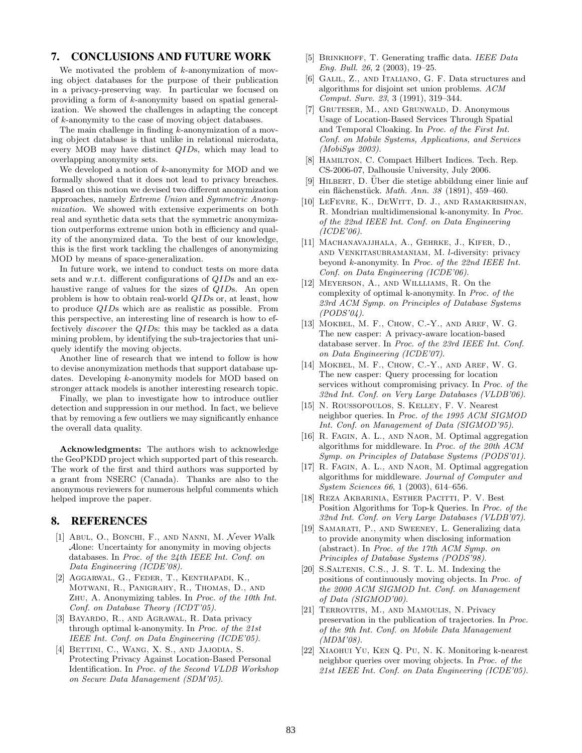## 7. CONCLUSIONS AND FUTURE WORK

We motivated the problem of $k$-anonymization of moving object databases for the purpose of their publication in a privacy-preserving way. In particular we focused on providing a form of $k$-anonymity based on spatial generalization. We showed the challenges in adapting the concept of $k$-anonymity to the case of moving object databases.

The main challenge in finding $k$-anonymization of a moving object database is that unlike in relational microdata, every MOB may have distinct *QID*s, which may lead to overlapping anonymity sets.

We developed a notion of $k$-anonymity for MOD and we formally showed that it does not lead to privacy breaches. Based on this notion we devised two different anonymization approaches, namely *Extreme Union* and *Symmetric Anonymization*. We showed with extensive experiments on both real and synthetic data sets that the symmetric anonymization outperforms extreme union both in efficiency and quality of the anonymized data. To the best of our knowledge, this is the first work tackling the challenges of anonymizing MOD by means of space-generalization.

In future work, we intend to conduct tests on more data sets and w.r.t. different configurations of *QID*s and an exhaustive range of values for the sizes of *QID*s. An open problem is how to obtain real-world *QID*s or, at least, how to produce *QID*s which are as realistic as possible. From this perspective, an interesting line of research is how to effectively *discover* the *QID*s: this may be tackled as a data mining problem, by identifying the sub-trajectories that uniquely identify the moving objects.

Another line of research that we intend to follow is how to devise anonymization methods that support database updates. Developing $k$-anonymity models for MOD based on stronger attack models is another interesting research topic.

Finally, we plan to investigate how to introduce outlier detection and suppression in our method. In fact, we believe that by removing a few outliers we may significantly enhance the overall data quality.

**Acknowledgments:** The authors wish to acknowledge the GeoPKDD project which supported part of this research. The work of the first and third authors was supported by a grant from NSERC (Canada). Thanks are also to the anonymous reviewers for numerous helpful comments which helped improve the paper.

## 8. REFERENCES

[1] Abul, O., Bonchi, F., and Nanni, M. $\mathcal{N}$ever $\mathcal{W}$alk $\mathcal{A}$lone: Uncertainty for anonymity in moving objects databases. In *Proc. of the 24th IEEE Int. Conf. on Data Engineering (ICDE'08)*.

[2] Aggarwal, G., Feder, T., Kenthapadi, K., Motwani, R., Panigrahy, R., Thomas, D., and Zhu, A. Anonymizing tables. In *Proc. of the 10th Int. Conf. on Database Theory (ICDT'05)*.

[3] Bayardo, R., and Agrawal, R. Data privacy through optimal k-anonymity. In *Proc. of the 21st IEEE Int. Conf. on Data Engineering (ICDE'05)*.

[4] Bettini, C., Wang, X. S., and Jajodia, S. Protecting Privacy Against Location-Based Personal Identification. In *Proc. of the Second VLDB Workshop on Secure Data Management (SDM'05)*.

[5] Brinkhoff, T. Generating traffic data. *IEEE Data Eng. Bull. 26*, 2 (2003), 19–25.

[6] Galil, Z., and Italiano, G. F. Data structures and algorithms for disjoint set union problems. *ACM Comput. Surv. 23*, 3 (1991), 319–344.

[7] Gruteser, M., and Grunwald, D. Anonymous Usage of Location-Based Services Through Spatial and Temporal Cloaking. In *Proc. of the First Int. Conf. on Mobile Systems, Applications, and Services (MobiSys 2003)*.

[8] Hamilton, C. Compact Hilbert Indices. Tech. Rep. CS-2006-07, Dalhousie University, July 2006.

[9] Hilbert, D. Über die stetige abbildung einer linie auf ein flächenstück. *Math. Ann. 38* (1891), 459–460.

[10] LeFevre, K., DeWitt, D. J., and Ramakrishnan, R. Mondrian multidimensional k-anonymity. In *Proc. of the 22nd IEEE Int. Conf. on Data Engineering (ICDE'06)*.

[11] Machanavajjhala, A., Gehrke, J., Kifer, D., and Venkitasubramaniam, M. $l$-diversity: privacy beyond $k$-anonymity. In *Proc. of the 22nd IEEE Int. Conf. on Data Engineering (ICDE'06)*.

[12] Meyerson, A., and Willliams, R. On the complexity of optimal k-anonymity. In *Proc. of the 23rd ACM Symp. on Principles of Database Systems (PODS'04)*.

[13] Mokbel, M. F., Chow, C.-Y., and Aref, W. G. The new casper: A privacy-aware location-based database server. In *Proc. of the 23rd IEEE Int. Conf. on Data Engineering (ICDE'07)*.

[14] Mokbel, M. F., Chow, C.-Y., and Aref, W. G. The new casper: Query processing for location services without compromising privacy. In *Proc. of the 32nd Int. Conf. on Very Large Databases (VLDB'06)*.

[15] N. Roussopoulos, S. Kelley, F. V. Nearest neighbor queries. In *Proc. of the 1995 ACM SIGMOD Int. Conf. on Management of Data (SIGMOD'95)*.

[16] R. Fagin, A. L., and Naor, M. Optimal aggregation algorithms for middleware. In *Proc. of the 20th ACM Symp. on Principles of Database Systems (PODS'01)*.

[17] R. Fagin, A. L., and Naor, M. Optimal aggregation algorithms for middleware. *Journal of Computer and System Sciences 66*, 1 (2003), 614–656.

[18] Reza Akbarinia, Esther Pacitti, P. V. Best Position Algorithms for Top-k Queries. In *Proc. of the 32nd Int. Conf. on Very Large Databases (VLDB'07)*.

[19] Samarati, P., and Sweeney, L. Generalizing data to provide anonymity when disclosing information (abstract). In *Proc. of the 17th ACM Symp. on Principles of Database Systems (PODS'98)*.

[20] S.Saltenis, C.S., J. S. T. L. M. Indexing the positions of continuously moving objects. In *Proc. of the 2000 ACM SIGMOD Int. Conf. on Management of Data (SIGMOD'00)*.

[21] Terrovitis, M., and Mamoulis, N. Privacy preservation in the publication of trajectories. In *Proc. of the 9th Int. Conf. on Mobile Data Management (MDM'08)*.

[22] Xiaohui Yu, Ken Q. Pu, N. K. Monitoring k-nearest neighbor queries over moving objects. In *Proc. of the 21st IEEE Int. Conf. on Data Engineering (ICDE'05)*.